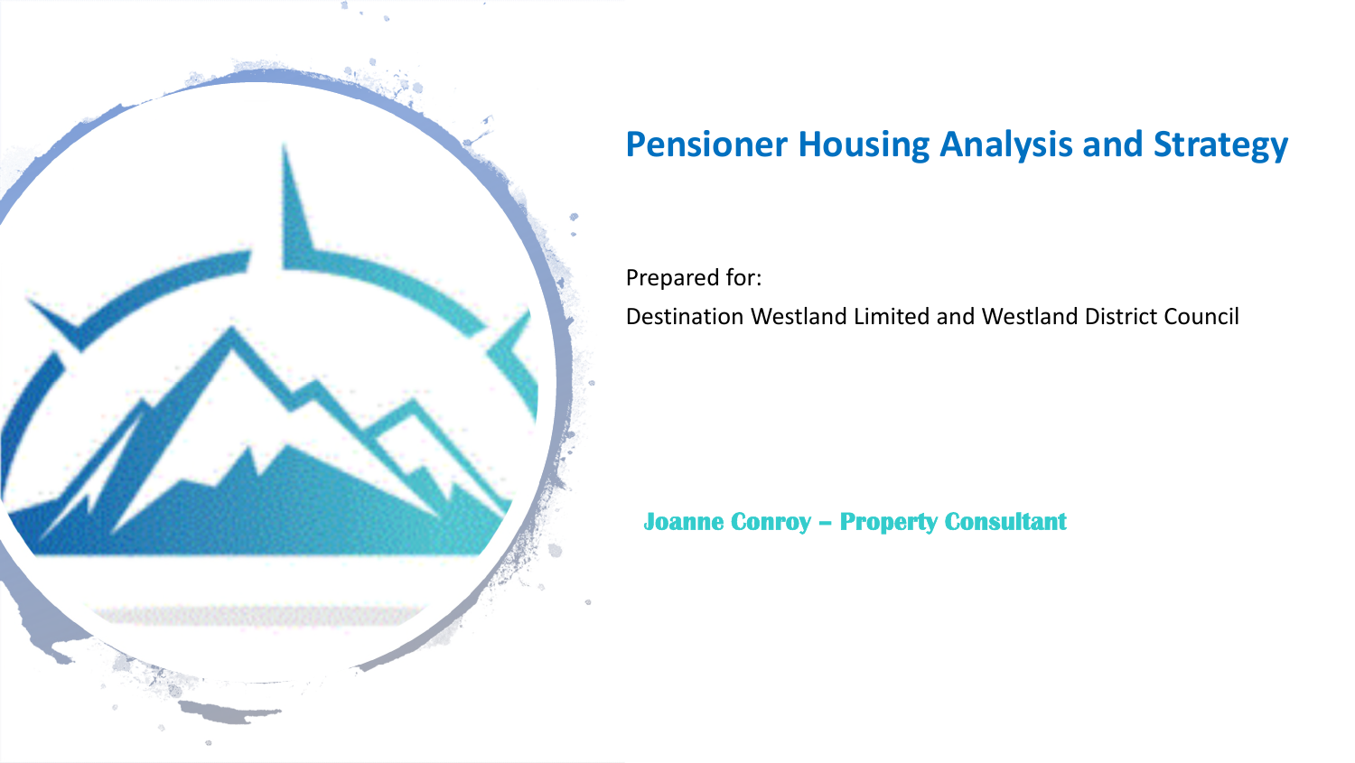# Pensioner Housing Analysis and Strategy

Prepared for:

Destination Westland Limited and Westland District Council

**Joanne Conroy – Property Consultant**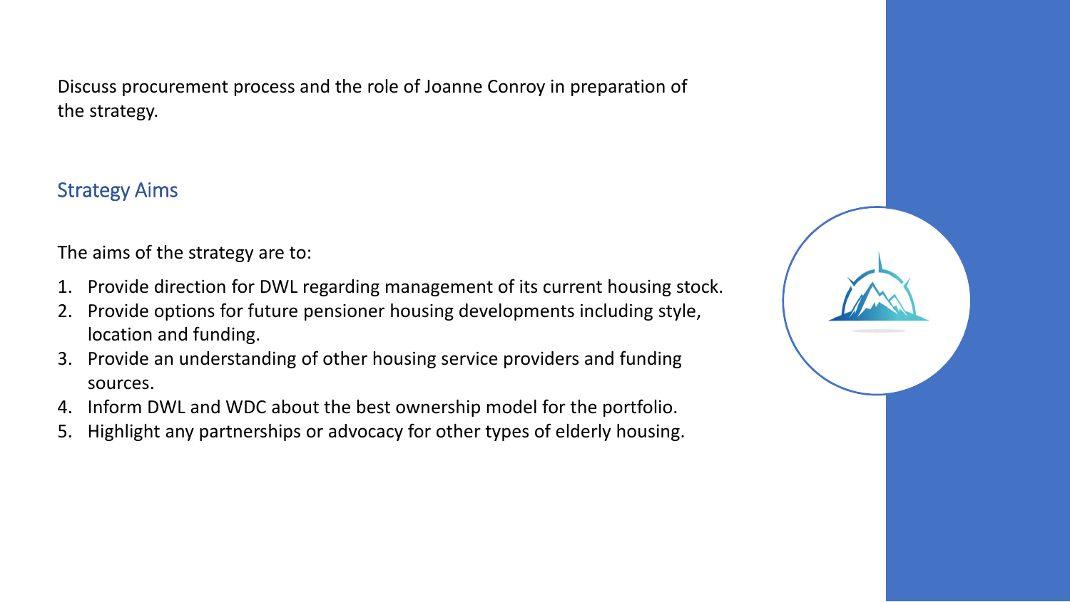Discuss procurement process and the role of Joanne Conroy in preparation of the strategy.

## Strategy Aims

The aims of the strategy are to:

1. Provide direction for DWL regarding management of its current housing stock.
2. Provide options for future pensioner housing developments including style, location and funding.
3. Provide an understanding of other housing service providers and funding sources.
4. Inform DWL and WDC about the best ownership model for the portfolio.
5. Highlight any partnerships or advocacy for other types of elderly housing.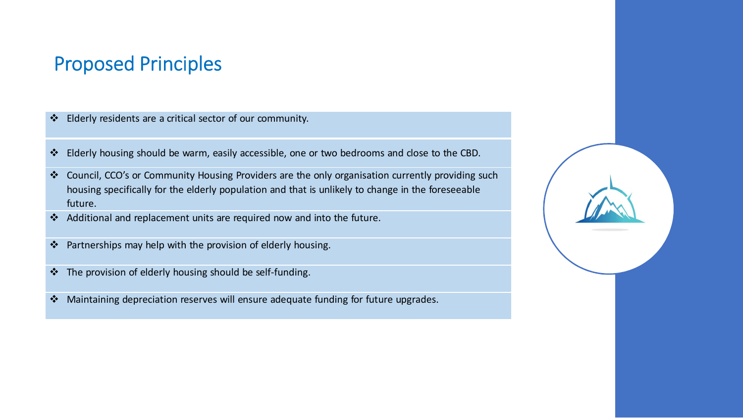# Proposed Principles

- Elderly residents are a critical sector of our community.
- Elderly housing should be warm, easily accessible, one or two bedrooms and close to the CBD.
- Council, CCO's or Community Housing Providers are the only organisation currently providing such housing specifically for the elderly population and that is unlikely to change in the foreseeable future.
- Additional and replacement units are required now and into the future.
- Partnerships may help with the provision of elderly housing.
- The provision of elderly housing should be self-funding.
- Maintaining depreciation reserves will ensure adequate funding for future upgrades.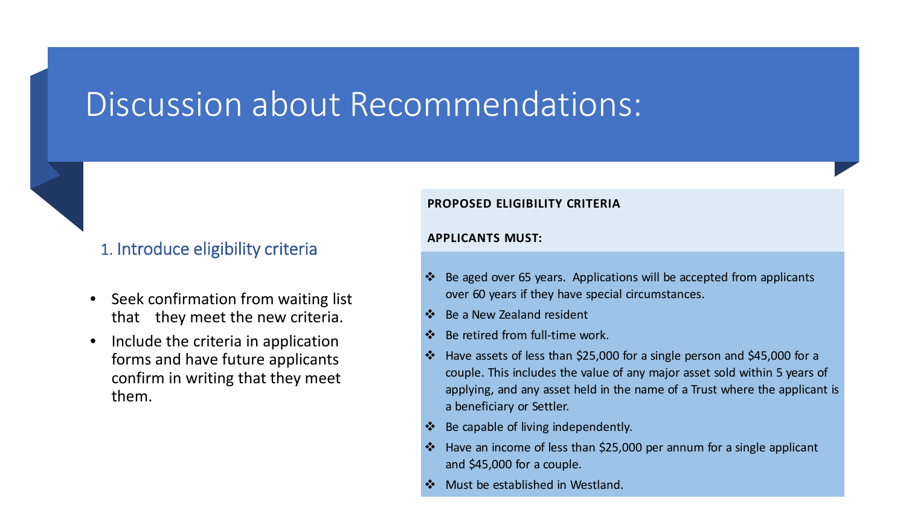# Discussion about Recommendations:

## 1. Introduce eligibility criteria

- Seek confirmation from waiting list that they meet the new criteria.
- Include the criteria in application forms and have future applicants confirm in writing that they meet them.

**PROPOSED ELIGIBILITY CRITERIA**

**APPLICANTS MUST:**

- Be aged over 65 years. Applications will be accepted from applicants over 60 years if they have special circumstances.
- Be a New Zealand resident
- Be retired from full-time work.
- Have assets of less than $25,000 for a single person and $45,000 for a couple. This includes the value of any major asset sold within 5 years of applying, and any asset held in the name of a Trust where the applicant is a beneficiary or Settler.
- Be capable of living independently.
- Have an income of less than $25,000 per annum for a single applicant and $45,000 for a couple.
- Must be established in Westland.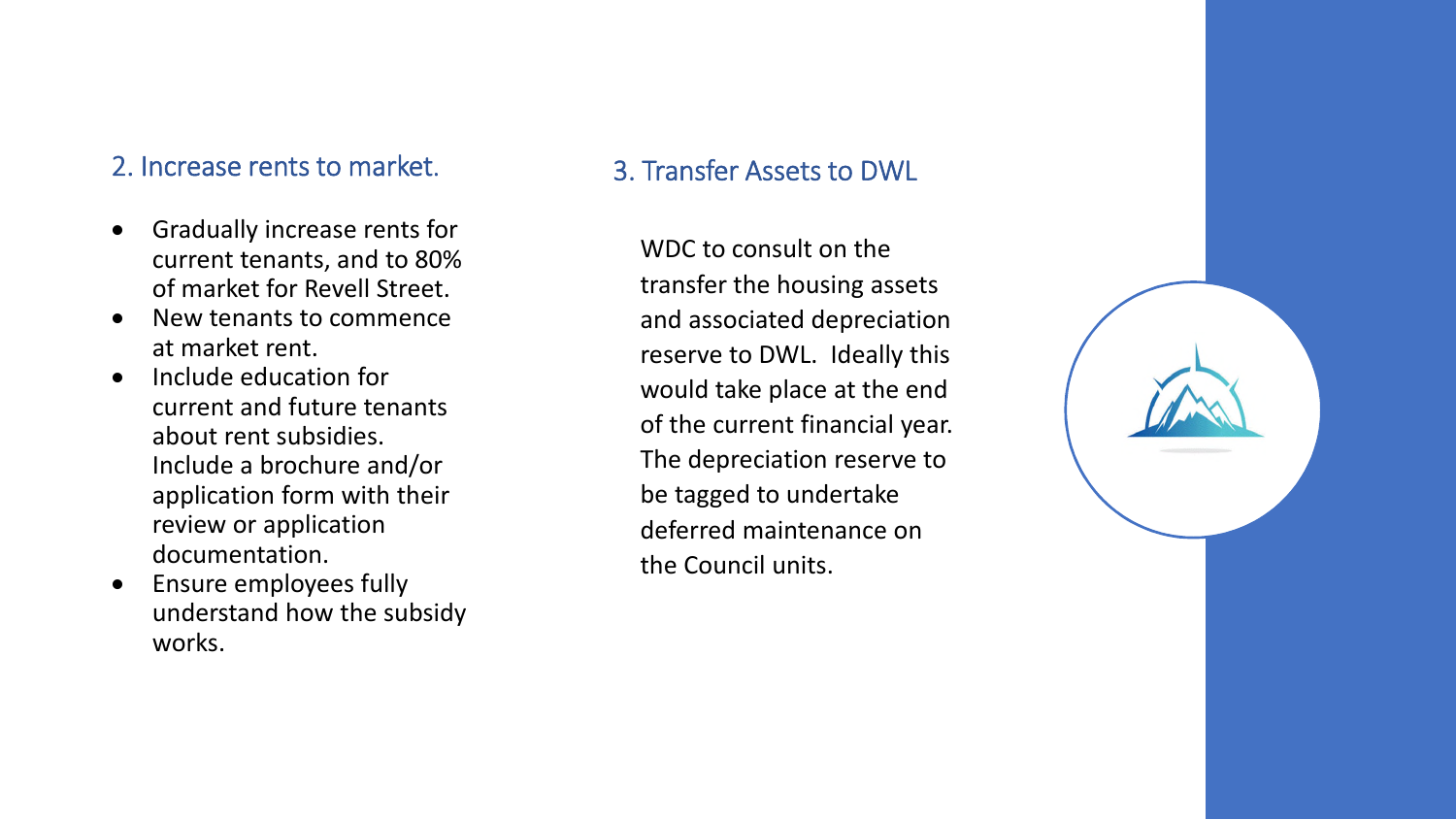## 2. Increase rents to market.

- Gradually increase rents for current tenants, and to 80% of market for Revell Street.
- New tenants to commence at market rent.
- Include education for current and future tenants about rent subsidies. Include a brochure and/or application form with their review or application documentation.
- Ensure employees fully understand how the subsidy works.

## 3. Transfer Assets to DWL

WDC to consult on the transfer the housing assets and associated depreciation reserve to DWL. Ideally this would take place at the end of the current financial year. The depreciation reserve to be tagged to undertake deferred maintenance on the Council units.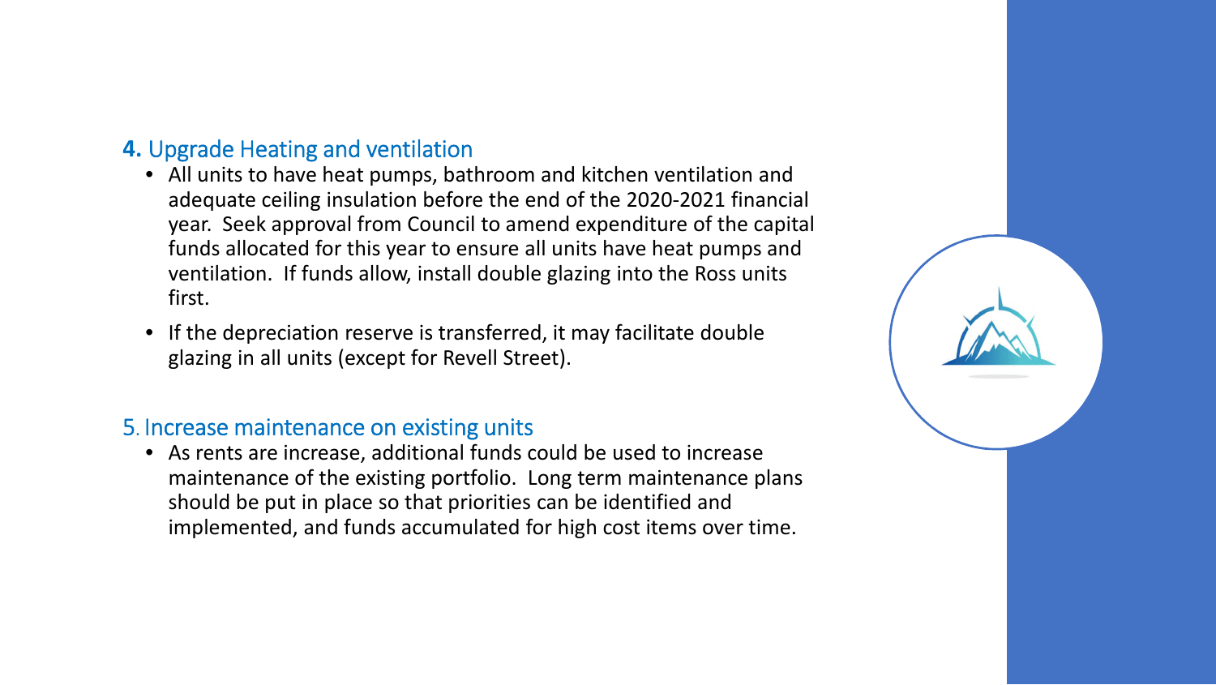## **4.** Upgrade Heating and ventilation

- All units to have heat pumps, bathroom and kitchen ventilation and adequate ceiling insulation before the end of the 2020-2021 financial year. Seek approval from Council to amend expenditure of the capital funds allocated for this year to ensure all units have heat pumps and ventilation. If funds allow, install double glazing into the Ross units first.
- If the depreciation reserve is transferred, it may facilitate double glazing in all units (except for Revell Street).

## 5. Increase maintenance on existing units

- As rents are increase, additional funds could be used to increase maintenance of the existing portfolio. Long term maintenance plans should be put in place so that priorities can be identified and implemented, and funds accumulated for high cost items over time.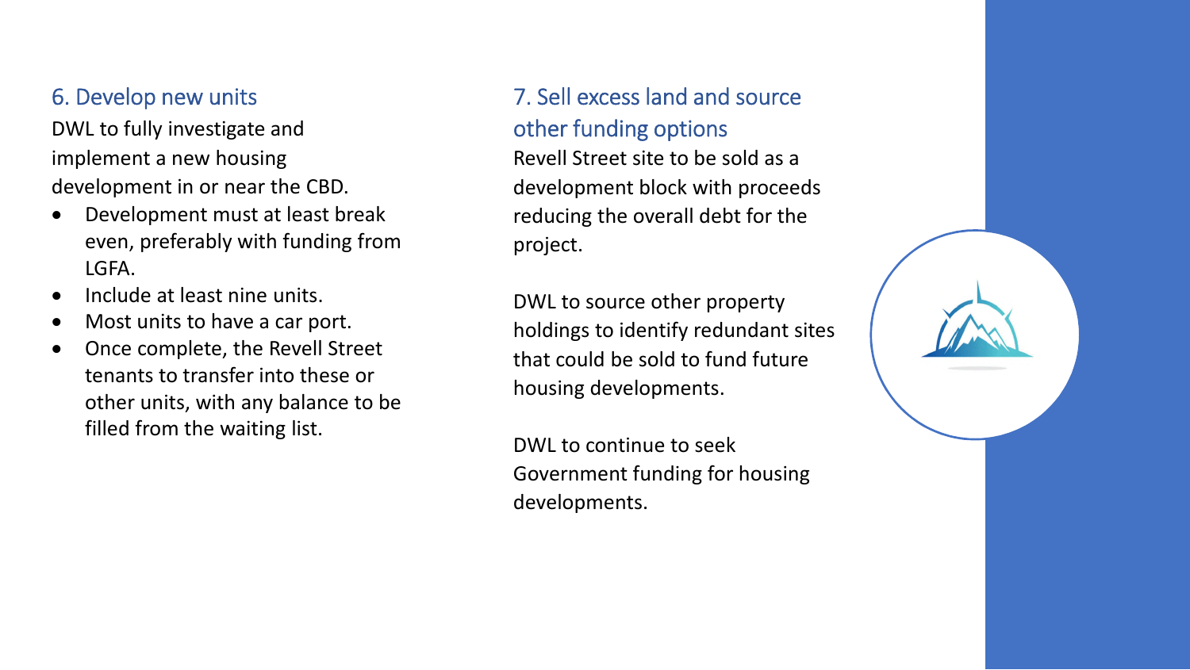## 6. Develop new units

DWL to fully investigate and implement a new housing development in or near the CBD.

- Development must at least break even, preferably with funding from LGFA.
- Include at least nine units.
- Most units to have a car port.
- Once complete, the Revell Street tenants to transfer into these or other units, with any balance to be filled from the waiting list.

## 7. Sell excess land and source other funding options

Revell Street site to be sold as a development block with proceeds reducing the overall debt for the project.

DWL to source other property holdings to identify redundant sites that could be sold to fund future housing developments.

DWL to continue to seek Government funding for housing developments.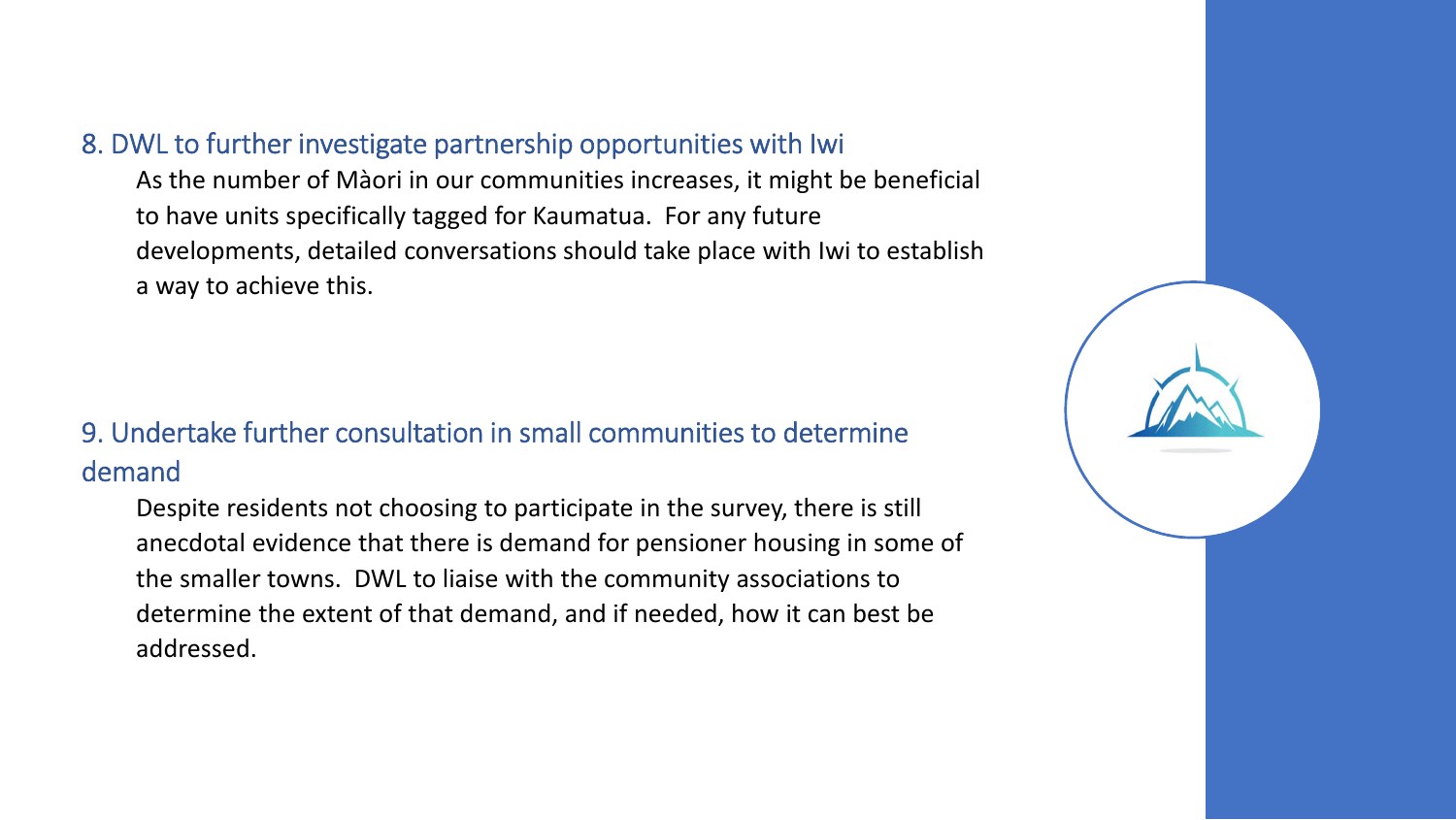## 8. DWL to further investigate partnership opportunities with Iwi

As the number of Màori in our communities increases, it might be beneficial to have units specifically tagged for Kaumatua. For any future developments, detailed conversations should take place with Iwi to establish a way to achieve this.

## 9. Undertake further consultation in small communities to determine demand

Despite residents not choosing to participate in the survey, there is still anecdotal evidence that there is demand for pensioner housing in some of the smaller towns. DWL to liaise with the community associations to determine the extent of that demand, and if needed, how it can best be addressed.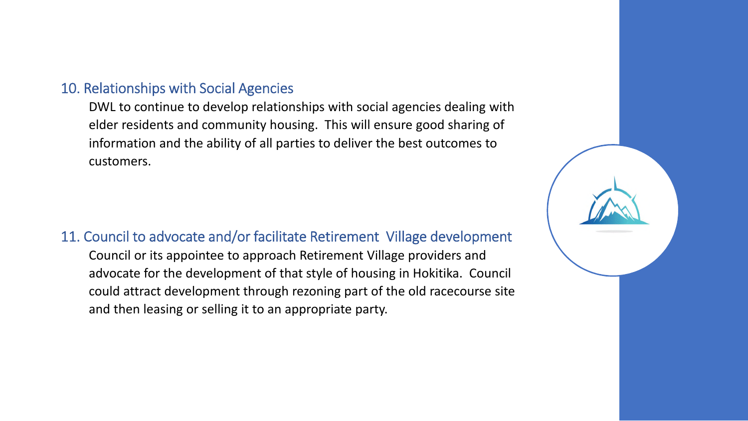## 10. Relationships with Social Agencies

DWL to continue to develop relationships with social agencies dealing with elder residents and community housing. This will ensure good sharing of information and the ability of all parties to deliver the best outcomes to customers.

## 11. Council to advocate and/or facilitate Retirement Village development

Council or its appointee to approach Retirement Village providers and advocate for the development of that style of housing in Hokitika. Council could attract development through rezoning part of the old racecourse site and then leasing or selling it to an appropriate party.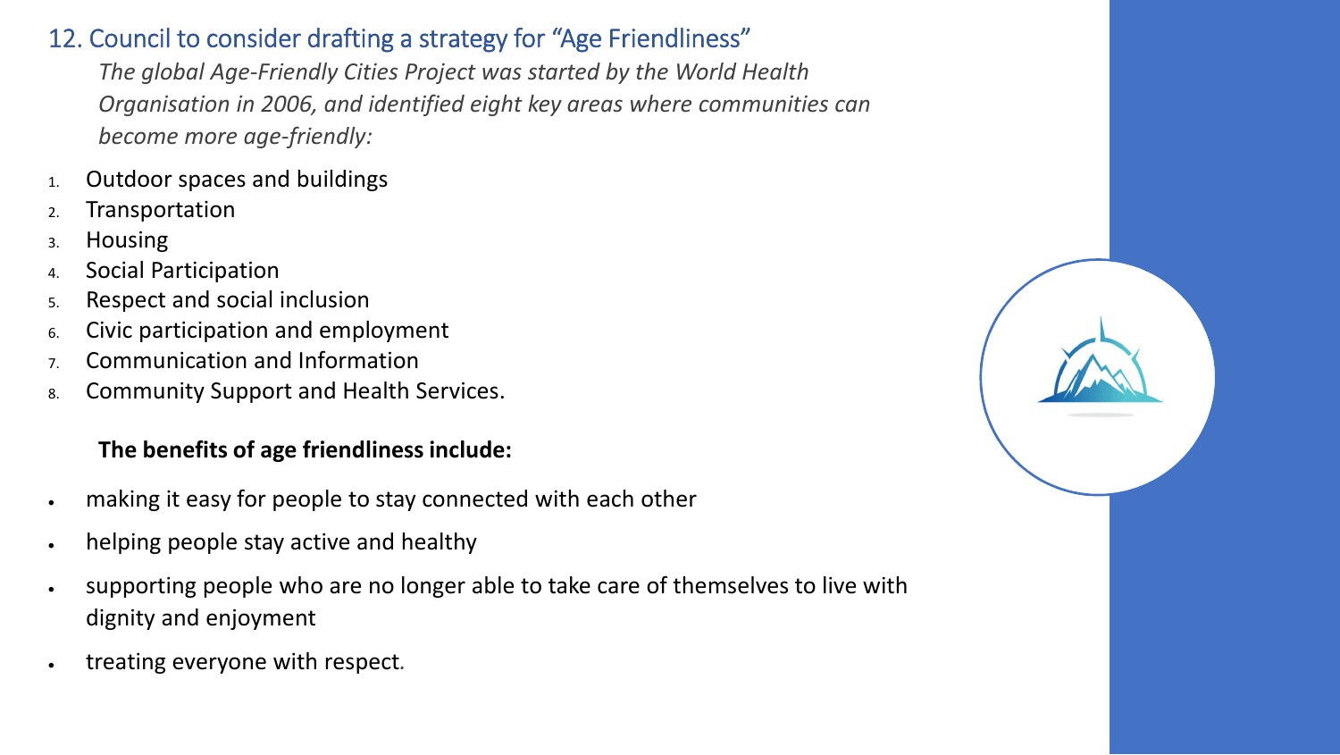## 12. Council to consider drafting a strategy for "Age Friendliness"

*The global Age-Friendly Cities Project was started by the World Health Organisation in 2006, and identified eight key areas where communities can become more age-friendly:*

1. Outdoor spaces and buildings
2. Transportation
3. Housing
4. Social Participation
5. Respect and social inclusion
6. Civic participation and employment
7. Communication and Information
8. Community Support and Health Services.

**The benefits of age friendliness include:**

- making it easy for people to stay connected with each other
- helping people stay active and healthy
- supporting people who are no longer able to take care of themselves to live with dignity and enjoyment
- treating everyone with respect.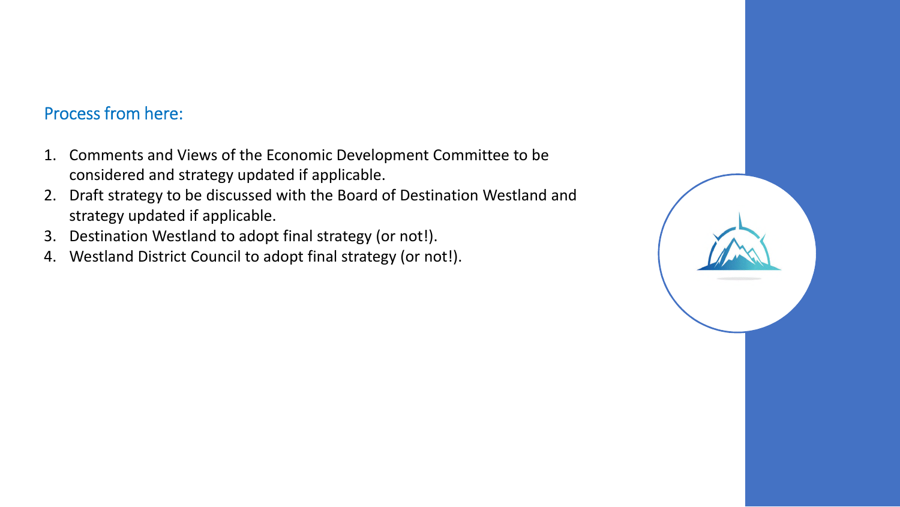## Process from here:

1. Comments and Views of the Economic Development Committee to be considered and strategy updated if applicable.
2. Draft strategy to be discussed with the Board of Destination Westland and strategy updated if applicable.
3. Destination Westland to adopt final strategy (or not!).
4. Westland District Council to adopt final strategy (or not!).